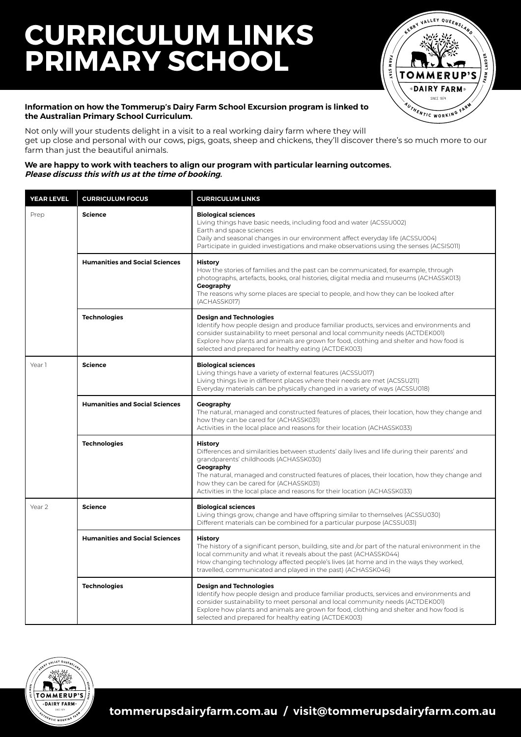# CURRICULUM LINKS PRIMARY SCHOOL

**Information on how the Tommerup's Dairy Farm School Excursion program is linked to the Australian Primary School Curriculum.**

Not only will your students delight in a visit to a real working dairy farm where they will get up close and personal with our cows, pigs, goats, sheep and chickens, they'll discover there's so much more to our farm than just the beautiful animals.

**We are happy to work with teachers to align our program with particular learning outcomes.**
***Please discuss this with us at the time of booking.***

| YEAR LEVEL | CURRICULUM FOCUS | CURRICULUM LINKS |
|---|---|---|
| Prep | **Science** | **Biological sciences**<br>Living things have basic needs, including food and water (ACSSU002)<br>Earth and space sciences<br>Daily and seasonal changes in our environment affect everyday life (ACSSU004)<br>Participate in guided investigations and make observations using the senses (ACSIS011) |
| | **Humanities and Social Sciences** | **History**<br>How the stories of families and the past can be communicated, for example, through photographs, artefacts, books, oral histories, digital media and museums (ACHASSK013)<br>**Geography**<br>The reasons why some places are special to people, and how they can be looked after (ACHASSK017) |
| | **Technologies** | **Design and Technologies**<br>Identify how people design and produce familiar products, services and environments and consider sustainability to meet personal and local community needs (ACTDEK001)<br>Explore how plants and animals are grown for food, clothing and shelter and how food is selected and prepared for healthy eating (ACTDEK003) |
| Year 1 | **Science** | **Biological sciences**<br>Living things have a variety of external features (ACSSU017)<br>Living things live in different places where their needs are met (ACSSU211)<br>Everyday materials can be physically changed in a variety of ways (ACSSU018) |
| | **Humanities and Social Sciences** | **Geography**<br>The natural, managed and constructed features of places, their location, how they change and how they can be cared for (ACHASSK031)<br>Activities in the local place and reasons for their location (ACHASSK033) |
| | **Technologies** | **History**<br>Differences and similarities between students' daily lives and life during their parents' and grandparents' childhoods (ACHASSK030)<br>**Geography**<br>The natural, managed and constructed features of places, their location, how they change and how they can be cared for (ACHASSK031)<br>Activities in the local place and reasons for their location (ACHASSK033) |
| Year 2 | **Science** | **Biological sciences**<br>Living things grow, change and have offspring similar to themselves (ACSSU030)<br>Different materials can be combined for a particular purpose (ACSSU031) |
| | **Humanities and Social Sciences** | **History**<br>The history of a significant person, building, site and /or part of the natural enivronment in the local community and what it reveals about the past (ACHASSK044)<br>How changing technology affected people's lives (at home and in the ways they worked, travelled, communicated and played in the past) (ACHASSK046) |
| | **Technologies** | **Design and Technologies**<br>Identify how people design and produce familiar products, services and environments and consider sustainability to meet personal and local community needs (ACTDEK001)<br>Explore how plants and animals are grown for food, clothing and shelter and how food is selected and prepared for healthy eating (ACTDEK003) |

**tommerupsdairyfarm.com.au / visit@tommerupsdairyfarm.com.au**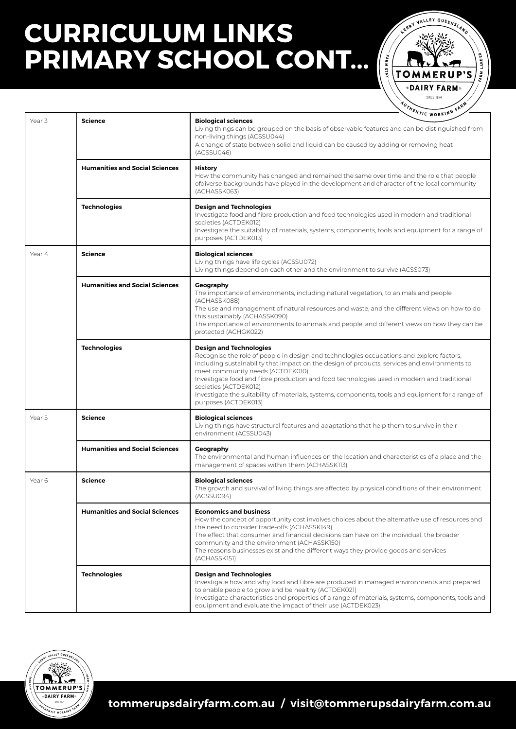# CURRICULUM LINKS PRIMARY SCHOOL CONT...

| Year | Subject | Curriculum Links |
|---|---|---|
| Year 3 | **Science** | **Biological sciences**<br>Living things can be grouped on the basis of observable features and can be distinguished from non-living things (ACSSU044)<br>A change of state between solid and liquid can be caused by adding or removing heat (ACSSU046) |
| | **Humanities and Social Sciences** | **History**<br>How the community has changed and remained the same over time and the role that people ofdiverse backgrounds have played in the development and character of the local community (ACHASSK063) |
| | **Technologies** | **Design and Technologies**<br>Investigate food and fibre production and food technologies used in modern and traditional societies (ACTDEK012)<br>Investigate the suitability of materials, systems, components, tools and equipment for a range of purposes (ACTDEK013) |
| Year 4 | **Science** | **Biological sciences**<br>Living things have life cycles (ACSSU072)<br>Living things depend on each other and the environment to survive (ACSS073) |
| | **Humanities and Social Sciences** | **Geography**<br>The importance of environments, including natural vegetation, to animals and people (ACHASSK088)<br>The use and management of natural resources and waste, and the different views on how to do this sustainably (ACHASSK090)<br>The importance of environments to animals and people, and different views on how they can be protected (ACHGK022) |
| | **Technologies** | **Design and Technologies**<br>Recognise the role of people in design and technologies occupations and explore factors, including sustainability that impact on the design of products, services and environments to meet community needs (ACTDEK010)<br>Investigate food and fibre production and food technologies used in modern and traditional societies (ACTDEK012)<br>Investigate the suitability of materials, systems, components, tools and equipment for a range of purposes (ACTDEK013) |
| Year 5 | **Science** | **Biological sciences**<br>Living things have structural features and adaptations that help them to survive in their environment (ACSSU043) |
| | **Humanities and Social Sciences** | **Geography**<br>The environmental and human influences on the location and characteristics of a place and the management of spaces within them (ACHASSK113) |
| Year 6 | **Science** | **Biological sciences**<br>The growth and survival of living things are affected by physical conditions of their environment (ACSSU094) |
| | **Humanities and Social Sciences** | **Economics and business**<br>How the concept of opportunity cost involves choices about the alternative use of resources and the need to consider trade-offs (ACHASSK149)<br>The effect that consumer and financial decisions can have on the individual, the broader community and the environment (ACHASSK150)<br>The reasons businesses exist and the different ways they provide goods and services (ACHASSK151) |
| | **Technologies** | **Design and Technologies**<br>Investigate how and why food and fibre are produced in managed environments and prepared to enable people to grow and be healthy (ACTDEK021)<br>Investigate characteristics and properties of a range of materials, systems, components, tools and equipment and evaluate the impact of their use (ACTDEK023) |

tommerupsdairyfarm.com.au / visit@tommerupsdairyfarm.com.au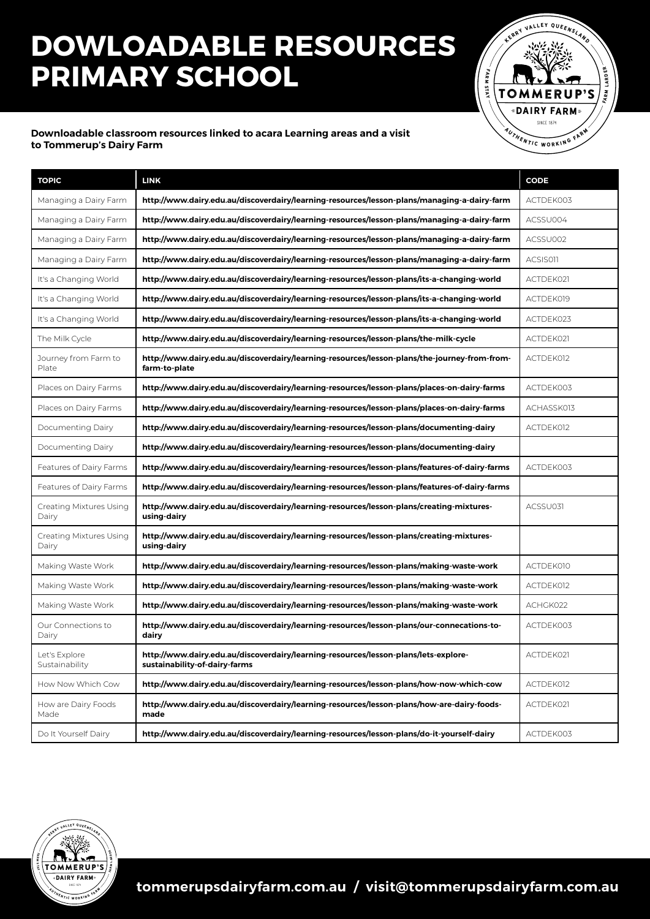# DOWLOADABLE RESOURCES PRIMARY SCHOOL

**Downloadable classroom resources linked to acara Learning areas and a visit to Tommerup's Dairy Farm**

| TOPIC | LINK | CODE |
|---|---|---|
| Managing a Dairy Farm | **http://www.dairy.edu.au/discoverdairy/learning-resources/lesson-plans/managing-a-dairy-farm** | ACTDEK003 |
| Managing a Dairy Farm | **http://www.dairy.edu.au/discoverdairy/learning-resources/lesson-plans/managing-a-dairy-farm** | ACSSU004 |
| Managing a Dairy Farm | **http://www.dairy.edu.au/discoverdairy/learning-resources/lesson-plans/managing-a-dairy-farm** | ACSSU002 |
| Managing a Dairy Farm | **http://www.dairy.edu.au/discoverdairy/learning-resources/lesson-plans/managing-a-dairy-farm** | ACSIS011 |
| It's a Changing World | **http://www.dairy.edu.au/discoverdairy/learning-resources/lesson-plans/its-a-changing-world** | ACTDEK021 |
| It's a Changing World | **http://www.dairy.edu.au/discoverdairy/learning-resources/lesson-plans/its-a-changing-world** | ACTDEK019 |
| It's a Changing World | **http://www.dairy.edu.au/discoverdairy/learning-resources/lesson-plans/its-a-changing-world** | ACTDEK023 |
| The Milk Cycle | **http://www.dairy.edu.au/discoverdairy/learning-resources/lesson-plans/the-milk-cycle** | ACTDEK021 |
| Journey from Farm to Plate | **http://www.dairy.edu.au/discoverdairy/learning-resources/lesson-plans/the-journey-from-from-farm-to-plate** | ACTDEK012 |
| Places on Dairy Farms | **http://www.dairy.edu.au/discoverdairy/learning-resources/lesson-plans/places-on-dairy-farms** | ACTDEK003 |
| Places on Dairy Farms | **http://www.dairy.edu.au/discoverdairy/learning-resources/lesson-plans/places-on-dairy-farms** | ACHASSK013 |
| Documenting Dairy | **http://www.dairy.edu.au/discoverdairy/learning-resources/lesson-plans/documenting-dairy** | ACTDEK012 |
| Documenting Dairy | **http://www.dairy.edu.au/discoverdairy/learning-resources/lesson-plans/documenting-dairy** | |
| Features of Dairy Farms | **http://www.dairy.edu.au/discoverdairy/learning-resources/lesson-plans/features-of-dairy-farms** | ACTDEK003 |
| Features of Dairy Farms | **http://www.dairy.edu.au/discoverdairy/learning-resources/lesson-plans/features-of-dairy-farms** | |
| Creating Mixtures Using Dairy | **http://www.dairy.edu.au/discoverdairy/learning-resources/lesson-plans/creating-mixtures-using-dairy** | ACSSU031 |
| Creating Mixtures Using Dairy | **http://www.dairy.edu.au/discoverdairy/learning-resources/lesson-plans/creating-mixtures-using-dairy** | |
| Making Waste Work | **http://www.dairy.edu.au/discoverdairy/learning-resources/lesson-plans/making-waste-work** | ACTDEK010 |
| Making Waste Work | **http://www.dairy.edu.au/discoverdairy/learning-resources/lesson-plans/making-waste-work** | ACTDEK012 |
| Making Waste Work | **http://www.dairy.edu.au/discoverdairy/learning-resources/lesson-plans/making-waste-work** | ACHGK022 |
| Our Connections to Dairy | **http://www.dairy.edu.au/discoverdairy/learning-resources/lesson-plans/our-connecations-to-dairy** | ACTDEK003 |
| Let's Explore Sustainability | **http://www.dairy.edu.au/discoverdairy/learning-resources/lesson-plans/lets-explore-sustainability-of-dairy-farms** | ACTDEK021 |
| How Now Which Cow | **http://www.dairy.edu.au/discoverdairy/learning-resources/lesson-plans/how-now-which-cow** | ACTDEK012 |
| How are Dairy Foods Made | **http://www.dairy.edu.au/discoverdairy/learning-resources/lesson-plans/how-are-dairy-foods-made** | ACTDEK021 |
| Do It Yourself Dairy | **http://www.dairy.edu.au/discoverdairy/learning-resources/lesson-plans/do-it-yourself-dairy** | ACTDEK003 |

**tommerupsdairyfarm.com.au / visit@tommerupsdairyfarm.com.au**